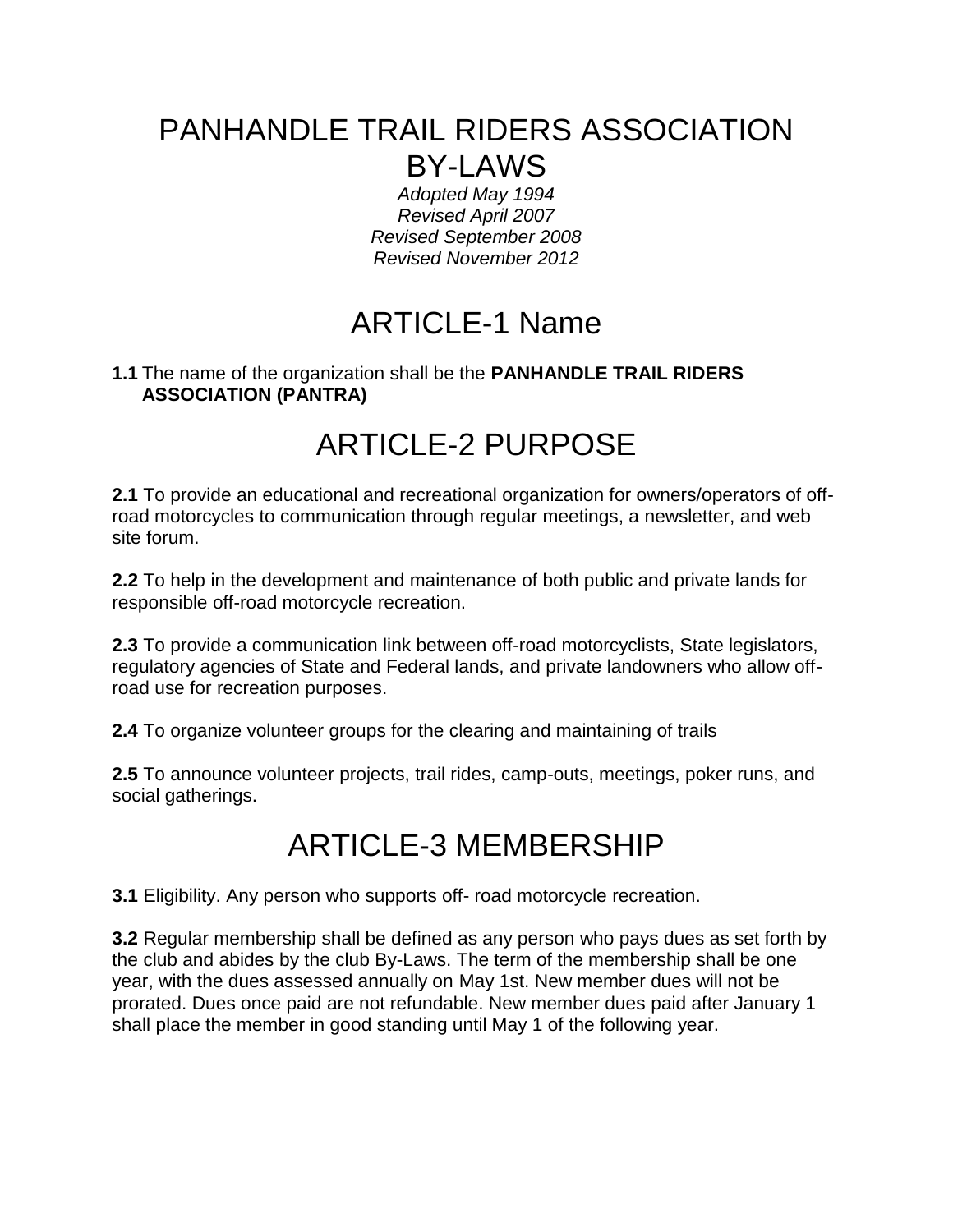# PANHANDLE TRAIL RIDERS ASSOCIATION BY-LAWS

*Adopted May 1994*
*Revised April 2007*
*Revised September 2008*
*Revised November 2012*

## ARTICLE-1 Name

**1.1** The name of the organization shall be the **PANHANDLE TRAIL RIDERS ASSOCIATION (PANTRA)**

## ARTICLE-2 PURPOSE

**2.1** To provide an educational and recreational organization for owners/operators of off-road motorcycles to communication through regular meetings, a newsletter, and web site forum.

**2.2** To help in the development and maintenance of both public and private lands for responsible off-road motorcycle recreation.

**2.3** To provide a communication link between off-road motorcyclists, State legislators, regulatory agencies of State and Federal lands, and private landowners who allow off-road use for recreation purposes.

**2.4** To organize volunteer groups for the clearing and maintaining of trails

**2.5** To announce volunteer projects, trail rides, camp-outs, meetings, poker runs, and social gatherings.

## ARTICLE-3 MEMBERSHIP

**3.1** Eligibility. Any person who supports off- road motorcycle recreation.

**3.2** Regular membership shall be defined as any person who pays dues as set forth by the club and abides by the club By-Laws. The term of the membership shall be one year, with the dues assessed annually on May 1st. New member dues will not be prorated. Dues once paid are not refundable. New member dues paid after January 1 shall place the member in good standing until May 1 of the following year.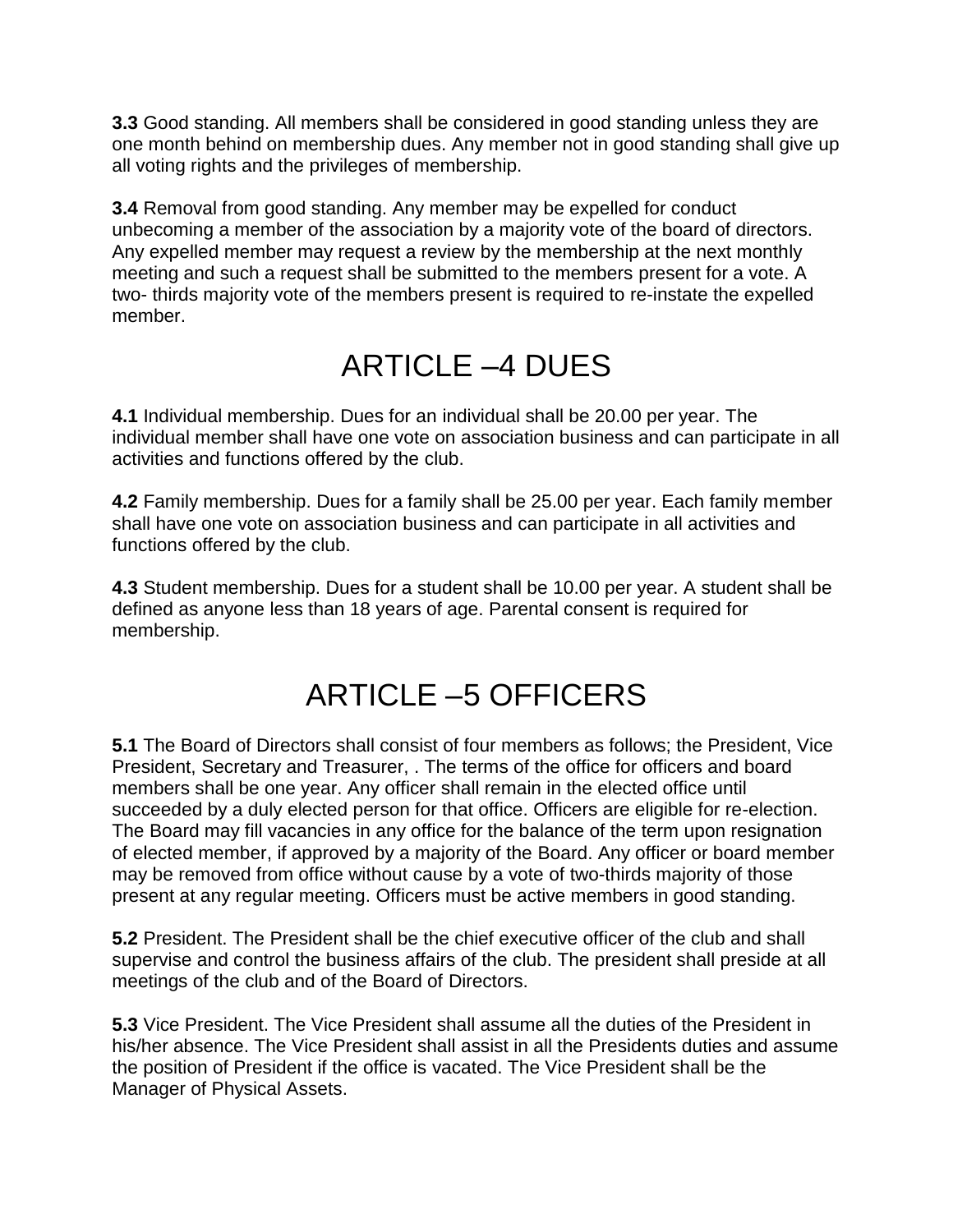**3.3** Good standing. All members shall be considered in good standing unless they are one month behind on membership dues. Any member not in good standing shall give up all voting rights and the privileges of membership.

**3.4** Removal from good standing. Any member may be expelled for conduct unbecoming a member of the association by a majority vote of the board of directors. Any expelled member may request a review by the membership at the next monthly meeting and such a request shall be submitted to the members present for a vote. A two- thirds majority vote of the members present is required to re-instate the expelled member.

# ARTICLE –4 DUES

**4.1** Individual membership. Dues for an individual shall be 20.00 per year. The individual member shall have one vote on association business and can participate in all activities and functions offered by the club.

**4.2** Family membership. Dues for a family shall be 25.00 per year. Each family member shall have one vote on association business and can participate in all activities and functions offered by the club.

**4.3** Student membership. Dues for a student shall be 10.00 per year. A student shall be defined as anyone less than 18 years of age. Parental consent is required for membership.

# ARTICLE –5 OFFICERS

**5.1** The Board of Directors shall consist of four members as follows; the President, Vice President, Secretary and Treasurer, . The terms of the office for officers and board members shall be one year. Any officer shall remain in the elected office until succeeded by a duly elected person for that office. Officers are eligible for re-election. The Board may fill vacancies in any office for the balance of the term upon resignation of elected member, if approved by a majority of the Board. Any officer or board member may be removed from office without cause by a vote of two-thirds majority of those present at any regular meeting. Officers must be active members in good standing.

**5.2** President. The President shall be the chief executive officer of the club and shall supervise and control the business affairs of the club. The president shall preside at all meetings of the club and of the Board of Directors.

**5.3** Vice President. The Vice President shall assume all the duties of the President in his/her absence. The Vice President shall assist in all the Presidents duties and assume the position of President if the office is vacated. The Vice President shall be the Manager of Physical Assets.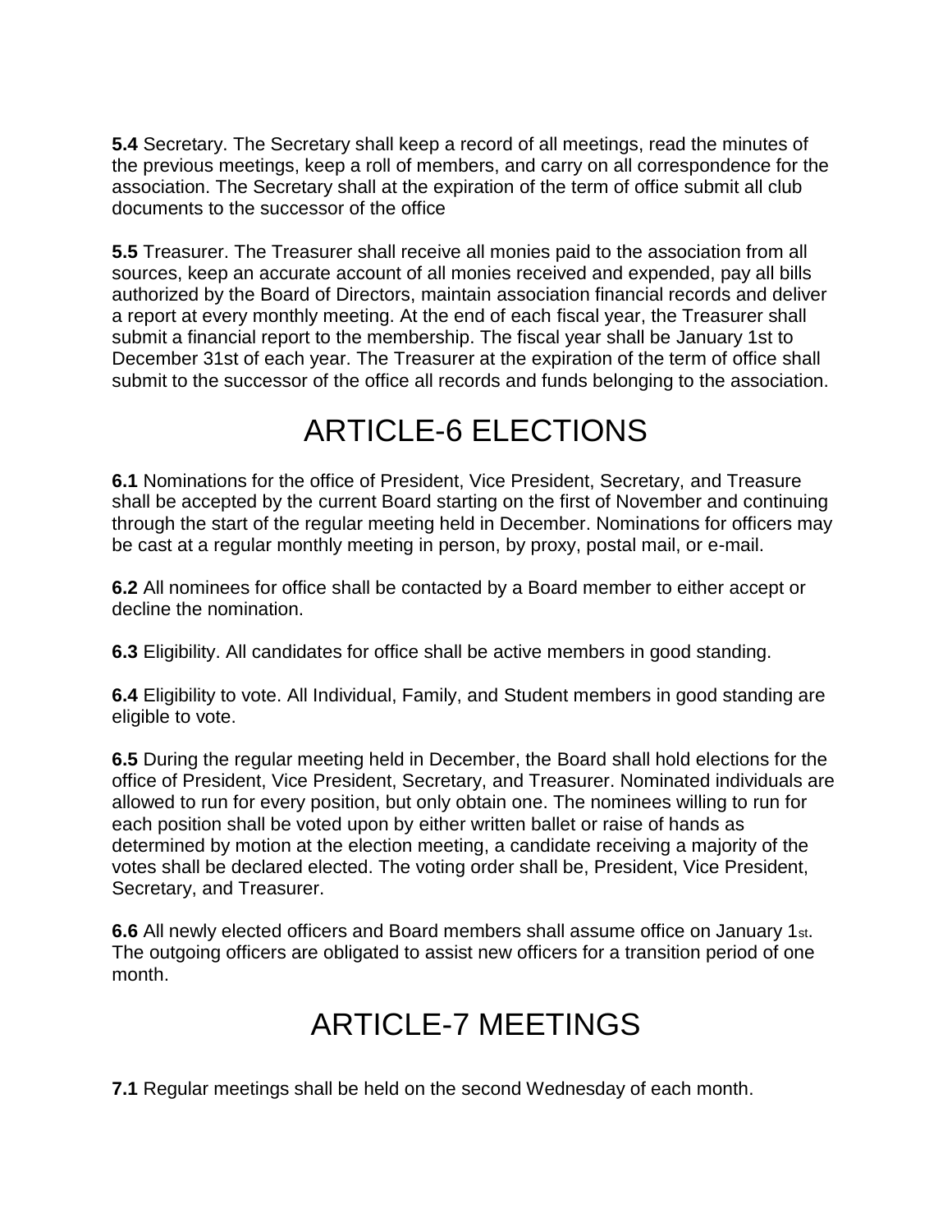**5.4** Secretary. The Secretary shall keep a record of all meetings, read the minutes of the previous meetings, keep a roll of members, and carry on all correspondence for the association. The Secretary shall at the expiration of the term of office submit all club documents to the successor of the office

**5.5** Treasurer. The Treasurer shall receive all monies paid to the association from all sources, keep an accurate account of all monies received and expended, pay all bills authorized by the Board of Directors, maintain association financial records and deliver a report at every monthly meeting. At the end of each fiscal year, the Treasurer shall submit a financial report to the membership. The fiscal year shall be January 1st to December 31st of each year. The Treasurer at the expiration of the term of office shall submit to the successor of the office all records and funds belonging to the association.

# ARTICLE-6 ELECTIONS

**6.1** Nominations for the office of President, Vice President, Secretary, and Treasure shall be accepted by the current Board starting on the first of November and continuing through the start of the regular meeting held in December. Nominations for officers may be cast at a regular monthly meeting in person, by proxy, postal mail, or e-mail.

**6.2** All nominees for office shall be contacted by a Board member to either accept or decline the nomination.

**6.3** Eligibility. All candidates for office shall be active members in good standing.

**6.4** Eligibility to vote. All Individual, Family, and Student members in good standing are eligible to vote.

**6.5** During the regular meeting held in December, the Board shall hold elections for the office of President, Vice President, Secretary, and Treasurer. Nominated individuals are allowed to run for every position, but only obtain one. The nominees willing to run for each position shall be voted upon by either written ballet or raise of hands as determined by motion at the election meeting, a candidate receiving a majority of the votes shall be declared elected. The voting order shall be, President, Vice President, Secretary, and Treasurer.

**6.6** All newly elected officers and Board members shall assume office on January 1st. The outgoing officers are obligated to assist new officers for a transition period of one month.

# ARTICLE-7 MEETINGS

**7.1** Regular meetings shall be held on the second Wednesday of each month.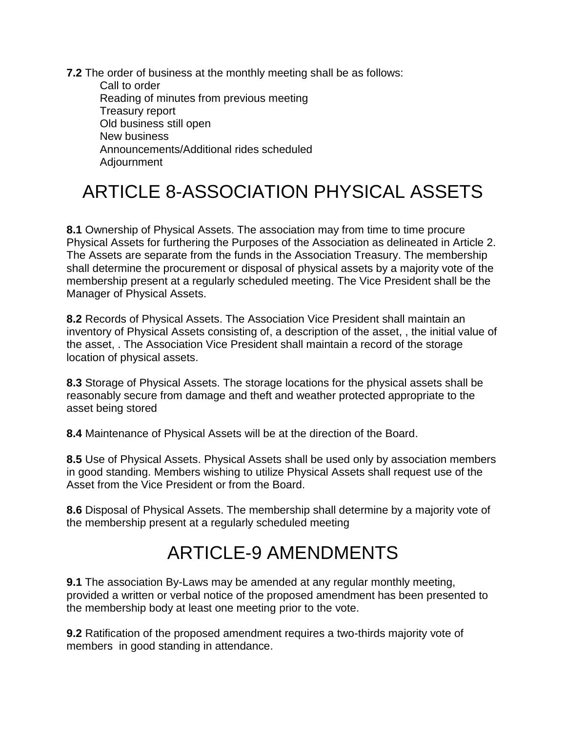**7.2** The order of business at the monthly meeting shall be as follows:

- Call to order
- Reading of minutes from previous meeting
- Treasury report
- Old business still open
- New business
- Announcements/Additional rides scheduled
- Adjournment

# ARTICLE 8-ASSOCIATION PHYSICAL ASSETS

**8.1** Ownership of Physical Assets. The association may from time to time procure Physical Assets for furthering the Purposes of the Association as delineated in Article 2. The Assets are separate from the funds in the Association Treasury. The membership shall determine the procurement or disposal of physical assets by a majority vote of the membership present at a regularly scheduled meeting. The Vice President shall be the Manager of Physical Assets.

**8.2** Records of Physical Assets. The Association Vice President shall maintain an inventory of Physical Assets consisting of, a description of the asset, , the initial value of the asset, . The Association Vice President shall maintain a record of the storage location of physical assets.

**8.3** Storage of Physical Assets. The storage locations for the physical assets shall be reasonably secure from damage and theft and weather protected appropriate to the asset being stored

**8.4** Maintenance of Physical Assets will be at the direction of the Board.

**8.5** Use of Physical Assets. Physical Assets shall be used only by association members in good standing. Members wishing to utilize Physical Assets shall request use of the Asset from the Vice President or from the Board.

**8.6** Disposal of Physical Assets. The membership shall determine by a majority vote of the membership present at a regularly scheduled meeting

# ARTICLE-9 AMENDMENTS

**9.1** The association By-Laws may be amended at any regular monthly meeting, provided a written or verbal notice of the proposed amendment has been presented to the membership body at least one meeting prior to the vote.

**9.2** Ratification of the proposed amendment requires a two-thirds majority vote of members in good standing in attendance.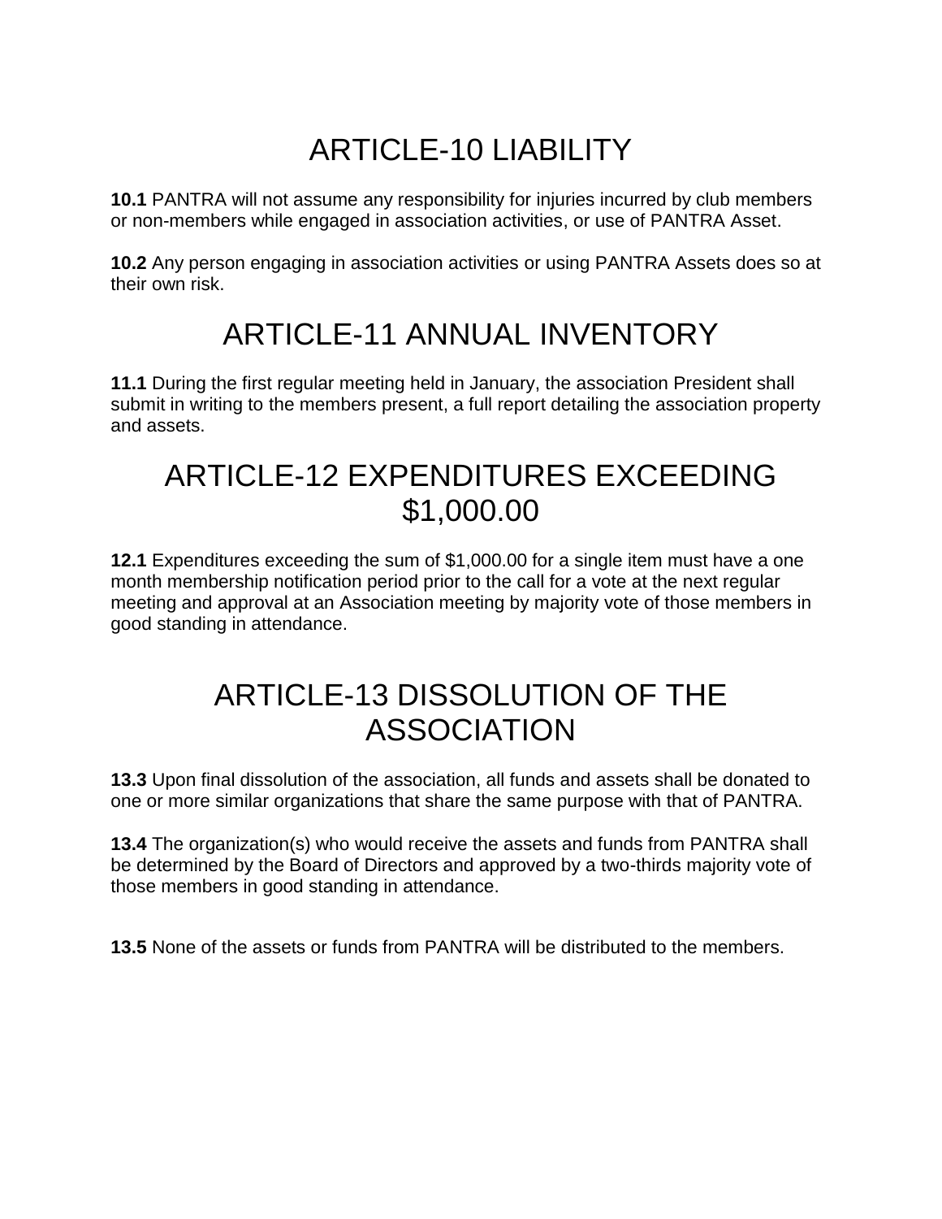# ARTICLE-10 LIABILITY

**10.1** PANTRA will not assume any responsibility for injuries incurred by club members or non-members while engaged in association activities, or use of PANTRA Asset.

**10.2** Any person engaging in association activities or using PANTRA Assets does so at their own risk.

# ARTICLE-11 ANNUAL INVENTORY

**11.1** During the first regular meeting held in January, the association President shall submit in writing to the members present, a full report detailing the association property and assets.

# ARTICLE-12 EXPENDITURES EXCEEDING $1,000.00

**12.1** Expenditures exceeding the sum of $1,000.00 for a single item must have a one month membership notification period prior to the call for a vote at the next regular meeting and approval at an Association meeting by majority vote of those members in good standing in attendance.

# ARTICLE-13 DISSOLUTION OF THE ASSOCIATION

**13.3** Upon final dissolution of the association, all funds and assets shall be donated to one or more similar organizations that share the same purpose with that of PANTRA.

**13.4** The organization(s) who would receive the assets and funds from PANTRA shall be determined by the Board of Directors and approved by a two-thirds majority vote of those members in good standing in attendance.

**13.5** None of the assets or funds from PANTRA will be distributed to the members.